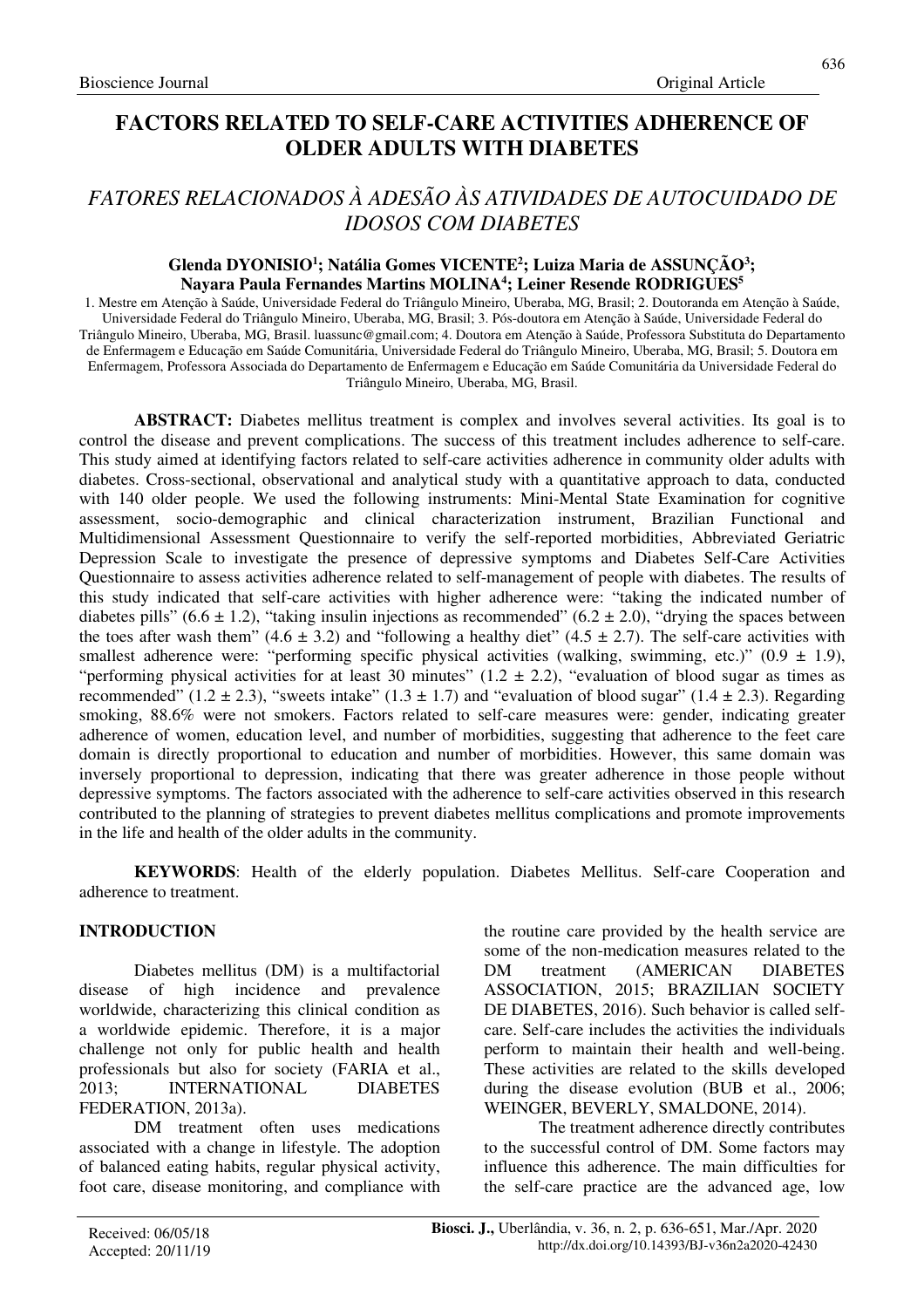# FACTORS RELATED TO SELF-CARE ACTIVITIES ADHERENCE OF OLDER ADULTS WITH DIABETES

## *FATORES RELACIONADOS À ADESÃO ÀS ATIVIDADES DE AUTOCUIDADO DE IDOSOS COM DIABETES*

**Glenda DYONISIO[1]; Natália Gomes VICENTE[2]; Luiza Maria de ASSUNÇÃO[3]; Nayara Paula Fernandes Martins MOLINA[4]; Leiner Resende RODRIGUES[5]**

1. Mestre em Atenção à Saúde, Universidade Federal do Triângulo Mineiro, Uberaba, MG, Brasil; 2. Doutoranda em Atenção à Saúde, Universidade Federal do Triângulo Mineiro, Uberaba, MG, Brasil; 3. Pós-doutora em Atenção à Saúde, Universidade Federal do Triângulo Mineiro, Uberaba, MG, Brasil. luassunc@gmail.com; 4. Doutora em Atenção à Saúde, Professora Substituta do Departamento de Enfermagem e Educação em Saúde Comunitária, Universidade Federal do Triângulo Mineiro, Uberaba, MG, Brasil; 5. Doutora em Enfermagem, Professora Associada do Departamento de Enfermagem e Educação em Saúde Comunitária da Universidade Federal do Triângulo Mineiro, Uberaba, MG, Brasil.

**ABSTRACT:** Diabetes mellitus treatment is complex and involves several activities. Its goal is to control the disease and prevent complications. The success of this treatment includes adherence to self-care. This study aimed at identifying factors related to self-care activities adherence in community older adults with diabetes. Cross-sectional, observational and analytical study with a quantitative approach to data, conducted with 140 older people. We used the following instruments: Mini-Mental State Examination for cognitive assessment, socio-demographic and clinical characterization instrument, Brazilian Functional and Multidimensional Assessment Questionnaire to verify the self-reported morbidities, Abbreviated Geriatric Depression Scale to investigate the presence of depressive symptoms and Diabetes Self-Care Activities Questionnaire to assess activities adherence related to self-management of people with diabetes. The results of this study indicated that self-care activities with higher adherence were: "taking the indicated number of diabetes pills" (6.6 ± 1.2), "taking insulin injections as recommended" (6.2 ± 2.0), "drying the spaces between the toes after wash them" (4.6 ± 3.2) and "following a healthy diet" (4.5 ± 2.7). The self-care activities with smallest adherence were: "performing specific physical activities (walking, swimming, etc.)" (0.9 ± 1.9), "performing physical activities for at least 30 minutes" (1.2 ± 2.2), "evaluation of blood sugar as times as recommended" (1.2 ± 2.3), "sweets intake" (1.3 ± 1.7) and "evaluation of blood sugar" (1.4 ± 2.3). Regarding smoking, 88.6% were not smokers. Factors related to self-care measures were: gender, indicating greater adherence of women, education level, and number of morbidities, suggesting that adherence to the feet care domain is directly proportional to education and number of morbidities. However, this same domain was inversely proportional to depression, indicating that there was greater adherence in those people without depressive symptoms. The factors associated with the adherence to self-care activities observed in this research contributed to the planning of strategies to prevent diabetes mellitus complications and promote improvements in the life and health of the older adults in the community.

**KEYWORDS**: Health of the elderly population. Diabetes Mellitus. Self-care Cooperation and adherence to treatment.

## INTRODUCTION

Diabetes mellitus (DM) is a multifactorial disease of high incidence and prevalence worldwide, characterizing this clinical condition as a worldwide epidemic. Therefore, it is a major challenge not only for public health and health professionals but also for society (FARIA et al., 2013; INTERNATIONAL DIABETES FEDERATION, 2013a).

DM treatment often uses medications associated with a change in lifestyle. The adoption of balanced eating habits, regular physical activity, foot care, disease monitoring, and compliance with the routine care provided by the health service are some of the non-medication measures related to the DM treatment (AMERICAN DIABETES ASSOCIATION, 2015; BRAZILIAN SOCIETY DE DIABETES, 2016). Such behavior is called self-care. Self-care includes the activities the individuals perform to maintain their health and well-being. These activities are related to the skills developed during the disease evolution (BUB et al., 2006; WEINGER, BEVERLY, SMALDONE, 2014).

The treatment adherence directly contributes to the successful control of DM. Some factors may influence this adherence. The main difficulties for the self-care practice are the advanced age, low

Received: 06/05/18
Accepted: 20/11/19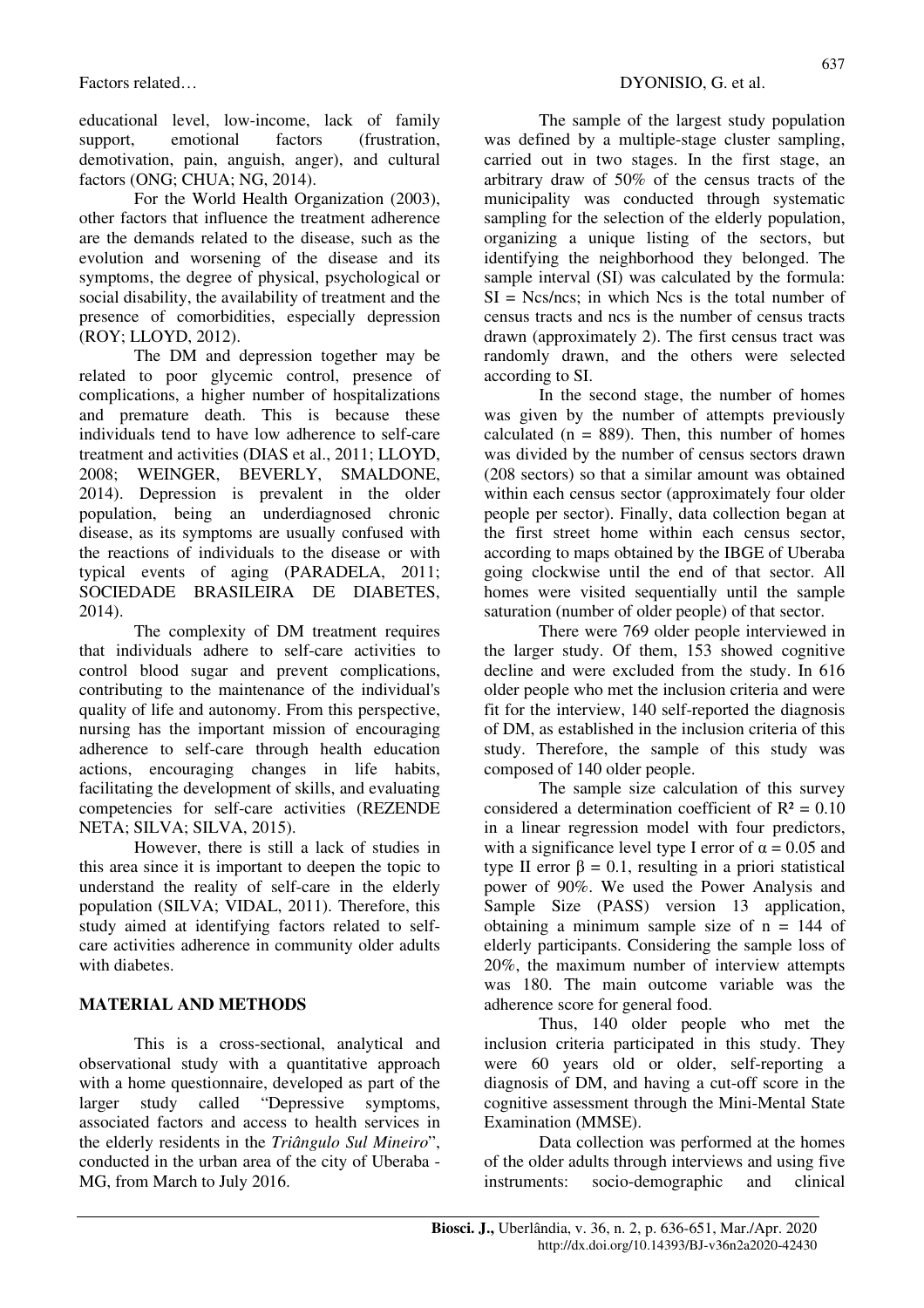educational level, low-income, lack of family support, emotional factors (frustration, demotivation, pain, anguish, anger), and cultural factors (ONG; CHUA; NG, 2014).

For the World Health Organization (2003), other factors that influence the treatment adherence are the demands related to the disease, such as the evolution and worsening of the disease and its symptoms, the degree of physical, psychological or social disability, the availability of treatment and the presence of comorbidities, especially depression (ROY; LLOYD, 2012).

The DM and depression together may be related to poor glycemic control, presence of complications, a higher number of hospitalizations and premature death. This is because these individuals tend to have low adherence to self-care treatment and activities (DIAS et al., 2011; LLOYD, 2008; WEINGER, BEVERLY, SMALDONE, 2014). Depression is prevalent in the older population, being an underdiagnosed chronic disease, as its symptoms are usually confused with the reactions of individuals to the disease or with typical events of aging (PARADELA, 2011; SOCIEDADE BRASILEIRA DE DIABETES, 2014).

The complexity of DM treatment requires that individuals adhere to self-care activities to control blood sugar and prevent complications, contributing to the maintenance of the individual's quality of life and autonomy. From this perspective, nursing has the important mission of encouraging adherence to self-care through health education actions, encouraging changes in life habits, facilitating the development of skills, and evaluating competencies for self-care activities (REZENDE NETA; SILVA; SILVA, 2015).

However, there is still a lack of studies in this area since it is important to deepen the topic to understand the reality of self-care in the elderly population (SILVA; VIDAL, 2011). Therefore, this study aimed at identifying factors related to self-care activities adherence in community older adults with diabetes.

## MATERIAL AND METHODS

This is a cross-sectional, analytical and observational study with a quantitative approach with a home questionnaire, developed as part of the larger study called "Depressive symptoms, associated factors and access to health services in the elderly residents in the *Triângulo Sul Mineiro*", conducted in the urban area of the city of Uberaba - MG, from March to July 2016.

The sample of the largest study population was defined by a multiple-stage cluster sampling, carried out in two stages. In the first stage, an arbitrary draw of 50% of the census tracts of the municipality was conducted through systematic sampling for the selection of the elderly population, organizing a unique listing of the sectors, but identifying the neighborhood they belonged. The sample interval (SI) was calculated by the formula: SI = Ncs/ncs; in which Ncs is the total number of census tracts and ncs is the number of census tracts drawn (approximately 2). The first census tract was randomly drawn, and the others were selected according to SI.

In the second stage, the number of homes was given by the number of attempts previously calculated ($n = 889$). Then, this number of homes was divided by the number of census sectors drawn (208 sectors) so that a similar amount was obtained within each census sector (approximately four older people per sector). Finally, data collection began at the first street home within each census sector, according to maps obtained by the IBGE of Uberaba going clockwise until the end of that sector. All homes were visited sequentially until the sample saturation (number of older people) of that sector.

There were 769 older people interviewed in the larger study. Of them, 153 showed cognitive decline and were excluded from the study. In 616 older people who met the inclusion criteria and were fit for the interview, 140 self-reported the diagnosis of DM, as established in the inclusion criteria of this study. Therefore, the sample of this study was composed of 140 older people.

The sample size calculation of this survey considered a determination coefficient of $R^2 = 0.10$ in a linear regression model with four predictors, with a significance level type I error of $\alpha = 0.05$ and type II error $\beta = 0.1$, resulting in a priori statistical power of 90%. We used the Power Analysis and Sample Size (PASS) version 13 application, obtaining a minimum sample size of $n = 144$ of elderly participants. Considering the sample loss of 20%, the maximum number of interview attempts was 180. The main outcome variable was the adherence score for general food.

Thus, 140 older people who met the inclusion criteria participated in this study. They were 60 years old or older, self-reporting a diagnosis of DM, and having a cut-off score in the cognitive assessment through the Mini-Mental State Examination (MMSE).

Data collection was performed at the homes of the older adults through interviews and using five instruments: socio-demographic and clinical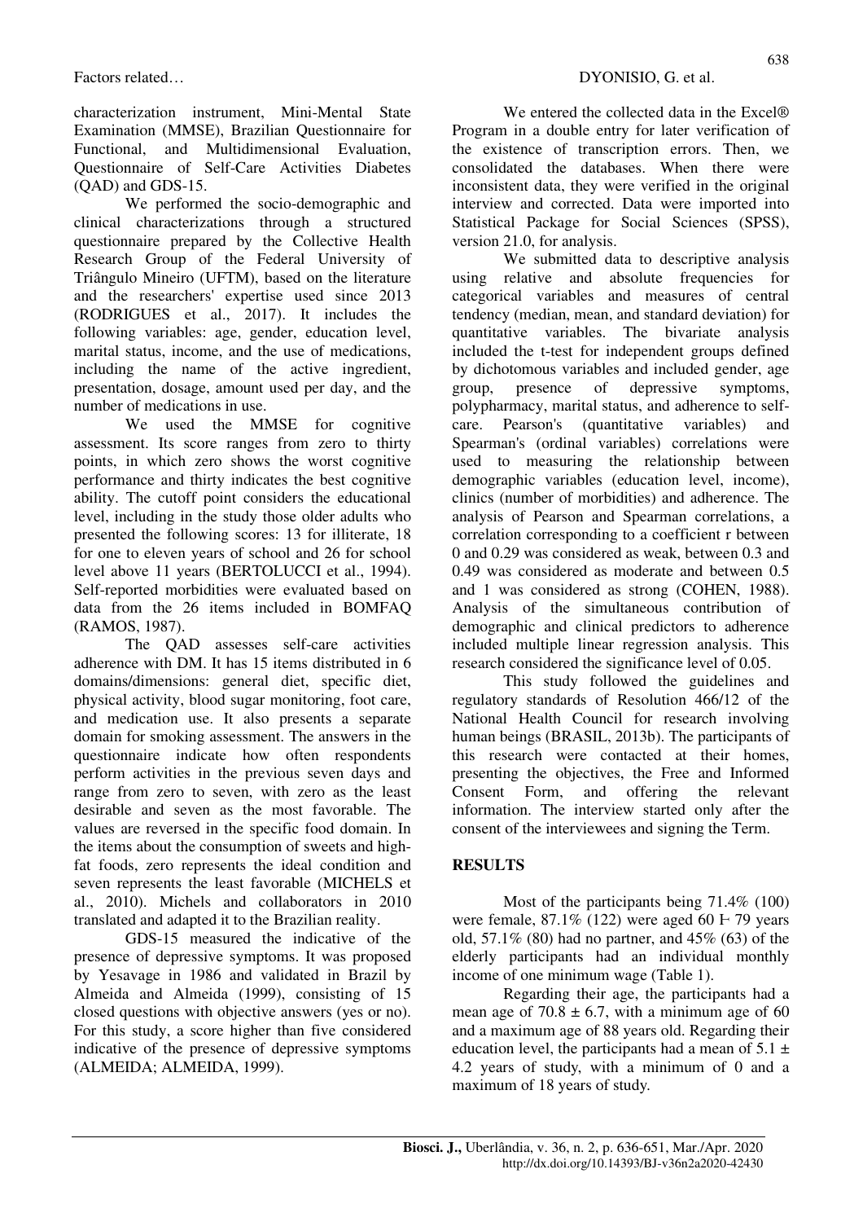characterization instrument, Mini-Mental State Examination (MMSE), Brazilian Questionnaire for Functional, and Multidimensional Evaluation, Questionnaire of Self-Care Activities Diabetes (QAD) and GDS-15.

We performed the socio-demographic and clinical characterizations through a structured questionnaire prepared by the Collective Health Research Group of the Federal University of Triângulo Mineiro (UFTM), based on the literature and the researchers' expertise used since 2013 (RODRIGUES et al., 2017). It includes the following variables: age, gender, education level, marital status, income, and the use of medications, including the name of the active ingredient, presentation, dosage, amount used per day, and the number of medications in use.

We used the MMSE for cognitive assessment. Its score ranges from zero to thirty points, in which zero shows the worst cognitive performance and thirty indicates the best cognitive ability. The cutoff point considers the educational level, including in the study those older adults who presented the following scores: 13 for illiterate, 18 for one to eleven years of school and 26 for school level above 11 years (BERTOLUCCI et al., 1994). Self-reported morbidities were evaluated based on data from the 26 items included in BOMFAQ (RAMOS, 1987).

The QAD assesses self-care activities adherence with DM. It has 15 items distributed in 6 domains/dimensions: general diet, specific diet, physical activity, blood sugar monitoring, foot care, and medication use. It also presents a separate domain for smoking assessment. The answers in the questionnaire indicate how often respondents perform activities in the previous seven days and range from zero to seven, with zero as the least desirable and seven as the most favorable. The values are reversed in the specific food domain. In the items about the consumption of sweets and high-fat foods, zero represents the ideal condition and seven represents the least favorable (MICHELS et al., 2010). Michels and collaborators in 2010 translated and adapted it to the Brazilian reality.

GDS-15 measured the indicative of the presence of depressive symptoms. It was proposed by Yesavage in 1986 and validated in Brazil by Almeida and Almeida (1999), consisting of 15 closed questions with objective answers (yes or no). For this study, a score higher than five considered indicative of the presence of depressive symptoms (ALMEIDA; ALMEIDA, 1999).

We entered the collected data in the Excel® Program in a double entry for later verification of the existence of transcription errors. Then, we consolidated the databases. When there were inconsistent data, they were verified in the original interview and corrected. Data were imported into Statistical Package for Social Sciences (SPSS), version 21.0, for analysis.

We submitted data to descriptive analysis using relative and absolute frequencies for categorical variables and measures of central tendency (median, mean, and standard deviation) for quantitative variables. The bivariate analysis included the t-test for independent groups defined by dichotomous variables and included gender, age group, presence of depressive symptoms, polypharmacy, marital status, and adherence to self-care. Pearson's (quantitative variables) and Spearman's (ordinal variables) correlations were used to measuring the relationship between demographic variables (education level, income), clinics (number of morbidities) and adherence. The analysis of Pearson and Spearman correlations, a correlation corresponding to a coefficient r between 0 and 0.29 was considered as weak, between 0.3 and 0.49 was considered as moderate and between 0.5 and 1 was considered as strong (COHEN, 1988). Analysis of the simultaneous contribution of demographic and clinical predictors to adherence included multiple linear regression analysis. This research considered the significance level of 0.05.

This study followed the guidelines and regulatory standards of Resolution 466/12 of the National Health Council for research involving human beings (BRASIL, 2013b). The participants of this research were contacted at their homes, presenting the objectives, the Free and Informed Consent Form, and offering the relevant information. The interview started only after the consent of the interviewees and signing the Term.

## RESULTS

Most of the participants being 71.4% (100) were female, 87.1% (122) were aged 60 ⊢ 79 years old, 57.1% (80) had no partner, and 45% (63) of the elderly participants had an individual monthly income of one minimum wage (Table 1).

Regarding their age, the participants had a mean age of $70.8 \pm 6.7$, with a minimum age of 60 and a maximum age of 88 years old. Regarding their education level, the participants had a mean of $5.1 \pm 4.2$ years of study, with a minimum of 0 and a maximum of 18 years of study.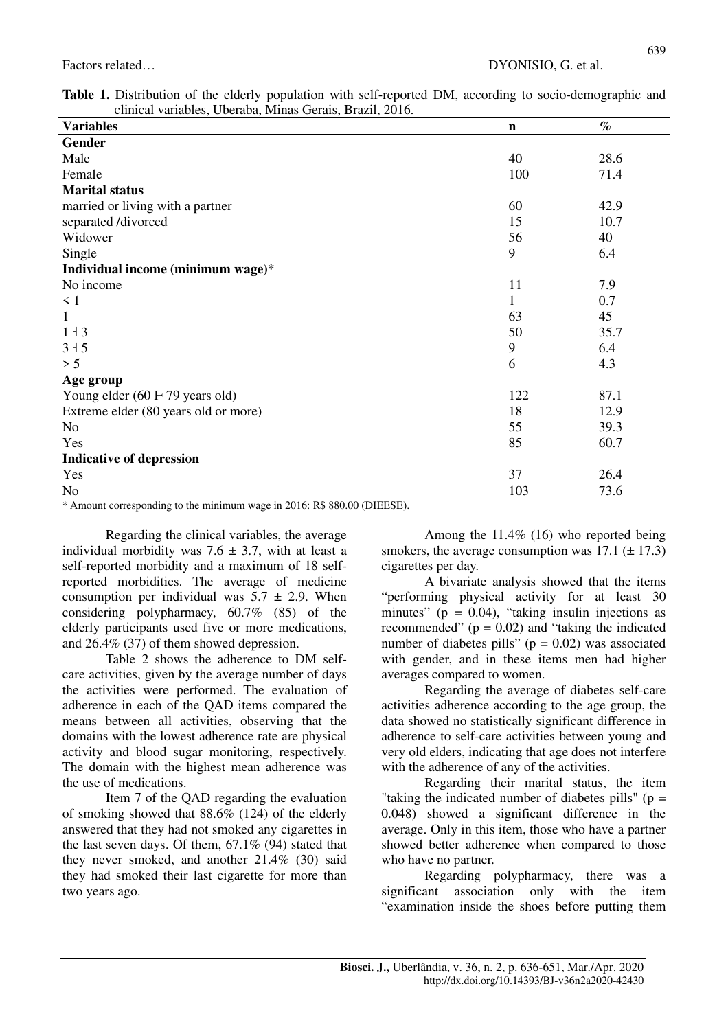**Table 1.** Distribution of the elderly population with self-reported DM, according to socio-demographic and clinical variables, Uberaba, Minas Gerais, Brazil, 2016.

| **Variables** | **n** | **%** |
|---|---|---|
| **Gender** | | |
| Male | 40 | 28.6 |
| Female | 100 | 71.4 |
| **Marital status** | | |
| married or living with a partner | 60 | 42.9 |
| separated /divorced | 15 | 10.7 |
| Widower | 56 | 40 |
| Single | 9 | 6.4 |
| **Individual income (minimum wage)*** | | |
| No income | 11 | 7.9 |
| < 1 | 1 | 0.7 |
| 1 | 63 | 45 |
| 1 ┤3 | 50 | 35.7 |
| 3 ┤5 | 9 | 6.4 |
| > 5 | 6 | 4.3 |
| **Age group** | | |
| Young elder (60 ⊢ 79 years old) | 122 | 87.1 |
| Extreme elder (80 years old or more) | 18 | 12.9 |
| No | 55 | 39.3 |
| Yes | 85 | 60.7 |
| **Indicative of depression** | | |
| Yes | 37 | 26.4 |
| No | 103 | 73.6 |

* Amount corresponding to the minimum wage in 2016: R$ 880.00 (DIEESE).

Regarding the clinical variables, the average individual morbidity was 7.6 ± 3.7, with at least a self-reported morbidity and a maximum of 18 self-reported morbidities. The average of medicine consumption per individual was 5.7 ± 2.9. When considering polypharmacy, 60.7% (85) of the elderly participants used five or more medications, and 26.4% (37) of them showed depression.

Table 2 shows the adherence to DM self-care activities, given by the average number of days the activities were performed. The evaluation of adherence in each of the QAD items compared the means between all activities, observing that the domains with the lowest adherence rate are physical activity and blood sugar monitoring, respectively. The domain with the highest mean adherence was the use of medications.

Item 7 of the QAD regarding the evaluation of smoking showed that 88.6% (124) of the elderly answered that they had not smoked any cigarettes in the last seven days. Of them, 67.1% (94) stated that they never smoked, and another 21.4% (30) said they had smoked their last cigarette for more than two years ago.

Among the 11.4% (16) who reported being smokers, the average consumption was 17.1 (± 17.3) cigarettes per day.

A bivariate analysis showed that the items "performing physical activity for at least 30 minutes" ($p = 0.04$), "taking insulin injections as recommended" ($p = 0.02$) and "taking the indicated number of diabetes pills" ($p = 0.02$) was associated with gender, and in these items men had higher averages compared to women.

Regarding the average of diabetes self-care activities adherence according to the age group, the data showed no statistically significant difference in adherence to self-care activities between young and very old elders, indicating that age does not interfere with the adherence of any of the activities.

Regarding their marital status, the item "taking the indicated number of diabetes pills" ($p = 0.048$) showed a significant difference in the average. Only in this item, those who have a partner showed better adherence when compared to those who have no partner.

Regarding polypharmacy, there was a significant association only with the item "examination inside the shoes before putting them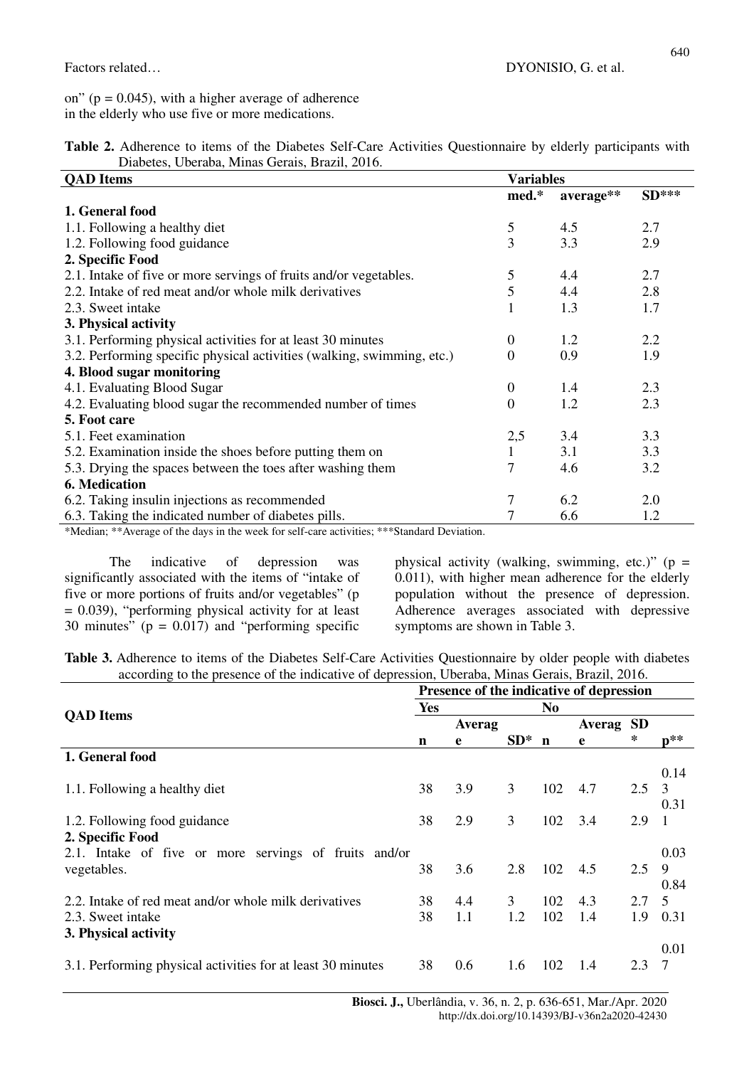on" (p = 0.045), with a higher average of adherence in the elderly who use five or more medications.

**Table 2.** Adherence to items of the Diabetes Self-Care Activities Questionnaire by elderly participants with Diabetes, Uberaba, Minas Gerais, Brazil, 2016.

| QAD Items | Variables | | |
|---|---|---|---|
| | med.* | average** | SD*** |
| **1. General food** | | | |
| 1.1. Following a healthy diet | 5 | 4.5 | 2.7 |
| 1.2. Following food guidance | 3 | 3.3 | 2.9 |
| **2. Specific Food** | | | |
| 2.1. Intake of five or more servings of fruits and/or vegetables. | 5 | 4.4 | 2.7 |
| 2.2. Intake of red meat and/or whole milk derivatives | 5 | 4.4 | 2.8 |
| 2.3. Sweet intake | 1 | 1.3 | 1.7 |
| **3. Physical activity** | | | |
| 3.1. Performing physical activities for at least 30 minutes | 0 | 1.2 | 2.2 |
| 3.2. Performing specific physical activities (walking, swimming, etc.) | 0 | 0.9 | 1.9 |
| **4. Blood sugar monitoring** | | | |
| 4.1. Evaluating Blood Sugar | 0 | 1.4 | 2.3 |
| 4.2. Evaluating blood sugar the recommended number of times | 0 | 1.2 | 2.3 |
| **5. Foot care** | | | |
| 5.1. Feet examination | 2,5 | 3.4 | 3.3 |
| 5.2. Examination inside the shoes before putting them on | 1 | 3.1 | 3.3 |
| 5.3. Drying the spaces between the toes after washing them | 7 | 4.6 | 3.2 |
| **6. Medication** | | | |
| 6.2. Taking insulin injections as recommended | 7 | 6.2 | 2.0 |
| 6.3. Taking the indicated number of diabetes pills. | 7 | 6.6 | 1.2 |

*Median; **Average of the days in the week for self-care activities; ***Standard Deviation.

The indicative of depression was significantly associated with the items of "intake of five or more portions of fruits and/or vegetables" (p = 0.039), "performing physical activity for at least 30 minutes" (p = 0.017) and "performing specific physical activity (walking, swimming, etc.)" (p = 0.011), with higher mean adherence for the elderly population without the presence of depression. Adherence averages associated with depressive symptoms are shown in Table 3.

**Table 3.** Adherence to items of the Diabetes Self-Care Activities Questionnaire by older people with diabetes according to the presence of the indicative of depression, Uberaba, Minas Gerais, Brazil, 2016.

| QAD Items | Presence of the indicative of depression | | | | | | |
|---|---|---|---|---|---|---|---|
| | Yes | | | No | | | |
| | n | Average | SD* | n | Average | SD* | p** |
| **1. General food** | | | | | | | |
| 1.1. Following a healthy diet | 38 | 3.9 | 3 | 102 | 4.7 | 2.5 | 0.143 |
| 1.2. Following food guidance | 38 | 2.9 | 3 | 102 | 3.4 | 2.9 | 0.311 |
| **2. Specific Food** | | | | | | | |
| 2.1. Intake of five or more servings of fruits and/or vegetables. | 38 | 3.6 | 2.8 | 102 | 4.5 | 2.5 | 0.039 |
| 2.2. Intake of red meat and/or whole milk derivatives | 38 | 4.4 | 3 | 102 | 4.3 | 2.7 | 0.845 |
| 2.3. Sweet intake | 38 | 1.1 | 1.2 | 102 | 1.4 | 1.9 | 0.31 |
| **3. Physical activity** | | | | | | | |
| 3.1. Performing physical activities for at least 30 minutes | 38 | 0.6 | 1.6 | 102 | 1.4 | 2.3 | 0.017 |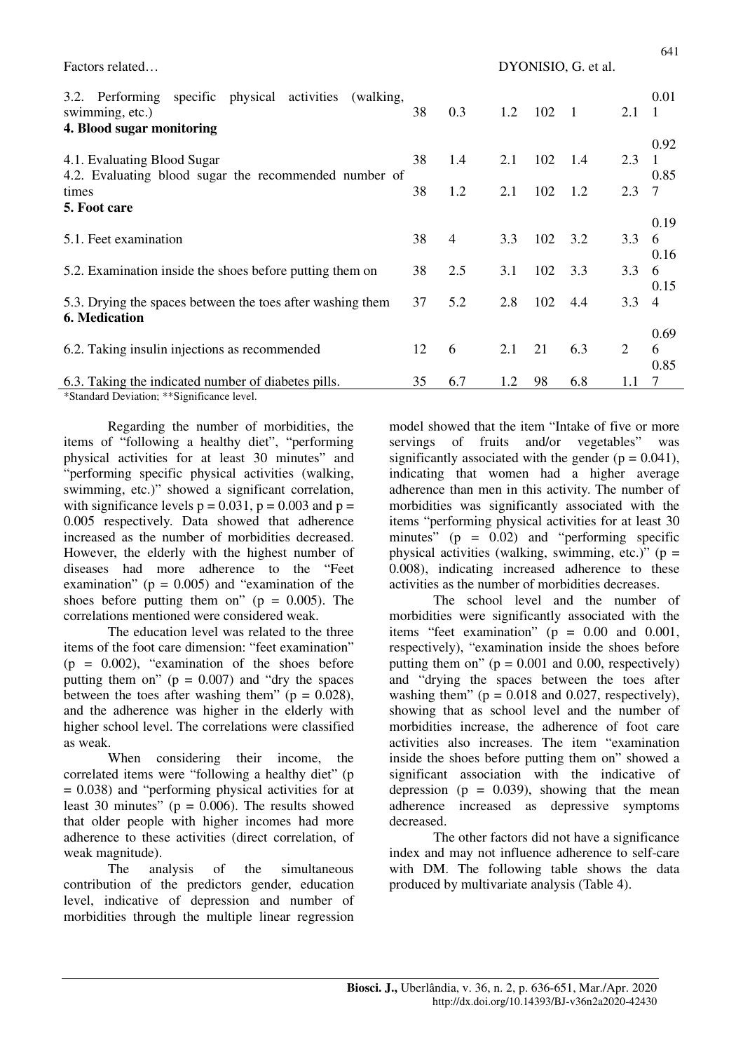| | | | | | | | |
|---|---|---|---|---|---|---|---|
| 3.2. Performing specific physical activities (walking, swimming, etc.) | 38 | 0.3 | 1.2 | 102 | 1 | 2.1 | 0.011 |
| **4. Blood sugar monitoring** | | | | | | | |
| 4.1. Evaluating Blood Sugar | 38 | 1.4 | 2.1 | 102 | 1.4 | 2.3 | 0.921 |
| 4.2. Evaluating blood sugar the recommended number of times | 38 | 1.2 | 2.1 | 102 | 1.2 | 2.3 | 0.857 |
| **5. Foot care** | | | | | | | |
| 5.1. Feet examination | 38 | 4 | 3.3 | 102 | 3.2 | 3.3 | 0.196 |
| 5.2. Examination inside the shoes before putting them on | 38 | 2.5 | 3.1 | 102 | 3.3 | 3.3 | 0.166 |
| 5.3. Drying the spaces between the toes after washing them | 37 | 5.2 | 2.8 | 102 | 4.4 | 3.3 | 0.154 |
| **6. Medication** | | | | | | | |
| 6.2. Taking insulin injections as recommended | 12 | 6 | 2.1 | 21 | 6.3 | 2 | 0.696 |
| 6.3. Taking the indicated number of diabetes pills. | 35 | 6.7 | 1.2 | 98 | 6.8 | 1.1 | 0.857 |

*Standard Deviation; **Significance level.

Regarding the number of morbidities, the items of "following a healthy diet", "performing physical activities for at least 30 minutes" and "performing specific physical activities (walking, swimming, etc.)" showed a significant correlation, with significance levels $p = 0.031$, $p = 0.003$ and $p = 0.005$ respectively. Data showed that adherence increased as the number of morbidities decreased. However, the elderly with the highest number of diseases had more adherence to the "Feet examination" ($p = 0.005$) and "examination of the shoes before putting them on" ($p = 0.005$). The correlations mentioned were considered weak.

The education level was related to the three items of the foot care dimension: "feet examination" ($p = 0.002$), "examination of the shoes before putting them on" ($p = 0.007$) and "dry the spaces between the toes after washing them" ($p = 0.028$), and the adherence was higher in the elderly with higher school level. The correlations were classified as weak.

When considering their income, the correlated items were "following a healthy diet" ($p = 0.038$) and "performing physical activities for at least 30 minutes" ($p = 0.006$). The results showed that older people with higher incomes had more adherence to these activities (direct correlation, of weak magnitude).

The analysis of the simultaneous contribution of the predictors gender, education level, indicative of depression and number of morbidities through the multiple linear regression model showed that the item "Intake of five or more servings of fruits and/or vegetables" was significantly associated with the gender ($p = 0.041$), indicating that women had a higher average adherence than men in this activity. The number of morbidities was significantly associated with the items "performing physical activities for at least 30 minutes" ($p = 0.02$) and "performing specific physical activities (walking, swimming, etc.)" ($p = 0.008$), indicating increased adherence to these activities as the number of morbidities decreases.

The school level and the number of morbidities were significantly associated with the items "feet examination" ($p = 0.00$ and $0.001$, respectively), "examination inside the shoes before putting them on" ($p = 0.001$ and $0.00$, respectively) and "drying the spaces between the toes after washing them" ($p = 0.018$ and $0.027$, respectively), showing that as school level and the number of morbidities increase, the adherence of foot care activities also increases. The item "examination inside the shoes before putting them on" showed a significant association with the indicative of depression ($p = 0.039$), showing that the mean adherence increased as depressive symptoms decreased.

The other factors did not have a significance index and may not influence adherence to self-care with DM. The following table shows the data produced by multivariate analysis (Table 4).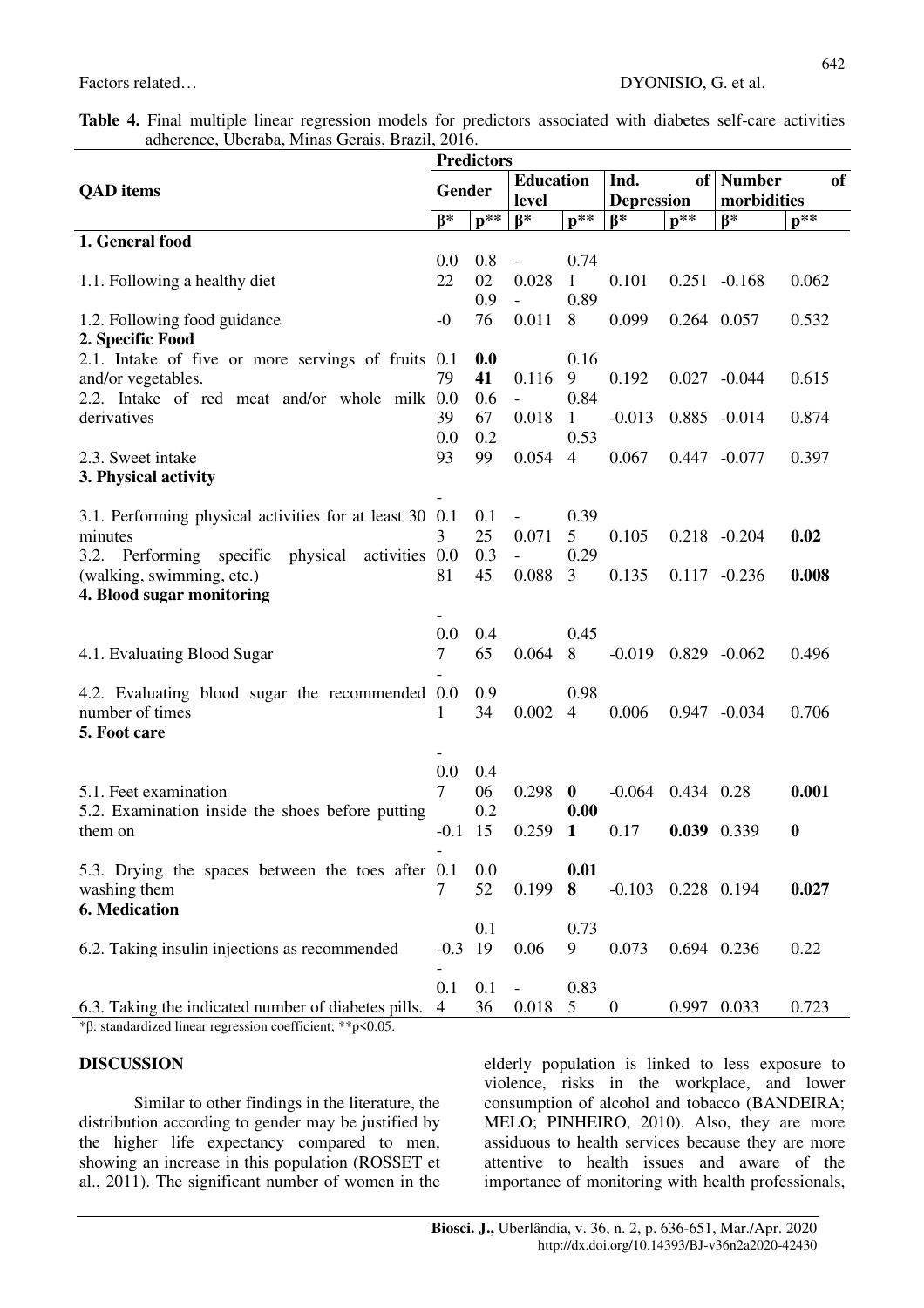**Table 4.** Final multiple linear regression models for predictors associated with diabetes self-care activities adherence, Uberaba, Minas Gerais, Brazil, 2016.

| QAD items | Predictors | | | | | | | |
|---|---|---|---|---|---|---|---|---|
| | Gender | | Education level | | Ind. of Depression | | Number of morbidities | |
| | β* | p** | β* | p** | β* | p** | β* | p** |
| **1. General food** | | | | | | | | |
| 1.1. Following a healthy diet | 0.022 | 0.802 | -0.028 | 0.741 | 0.101 | 0.251 | -0.168 | 0.062 |
| 1.2. Following food guidance | -0 | 0.976 | -0.011 | 0.898 | 0.099 | 0.264 | 0.057 | 0.532 |
| **2. Specific Food** | | | | | | | | |
| 2.1. Intake of five or more servings of fruits and/or vegetables. | 0.179 | **0.041** | 0.116 | 0.169 | 0.192 | 0.027 | -0.044 | 0.615 |
| 2.2. Intake of red meat and/or whole milk derivatives | 0.039 | 0.667 | -0.018 | 0.841 | -0.013 | 0.885 | -0.014 | 0.874 |
| 2.3. Sweet intake | 0.093 | 0.299 | 0.054 | 0.534 | 0.067 | 0.447 | -0.077 | 0.397 |
| **3. Physical activity** | | | | | | | | |
| 3.1. Performing physical activities for at least 30 minutes | -0.13 | 0.125 | -0.071 | 0.395 | 0.105 | 0.218 | -0.204 | **0.02** |
| 3.2. Performing specific physical activities (walking, swimming, etc.) | 0.081 | 0.345 | -0.088 | 0.293 | 0.135 | 0.117 | -0.236 | **0.008** |
| **4. Blood sugar monitoring** | | | | | | | | |
| 4.1. Evaluating Blood Sugar | -0.07 | 0.465 | 0.064 | 0.458 | -0.019 | 0.829 | -0.062 | 0.496 |
| 4.2. Evaluating blood sugar the recommended number of times | -0.01 | 0.934 | 0.002 | 0.984 | 0.006 | 0.947 | -0.034 | 0.706 |
| **5. Foot care** | | | | | | | | |
| 5.1. Feet examination | -0.07 | 0.406 | 0.298 | **0** | -0.064 | 0.434 | 0.28 | **0.001** |
| 5.2. Examination inside the shoes before putting them on | -0.1 | 0.215 | 0.259 | **0.001** | 0.17 | **0.039** | 0.339 | **0** |
| 5.3. Drying the spaces between the toes after washing them | -0.17 | 0.052 | 0.199 | **0.018** | -0.103 | 0.228 | 0.194 | **0.027** |
| **6. Medication** | | | | | | | | |
| 6.2. Taking insulin injections as recommended | -0.3 | 0.119 | 0.06 | 0.739 | 0.073 | 0.694 | 0.236 | 0.22 |
| 6.3. Taking the indicated number of diabetes pills. | -0.14 | 0.136 | -0.018 | 0.835 | 0 | 0.997 | 0.033 | 0.723 |

*β: standardized linear regression coefficient; **p<0.05.

## DISCUSSION

Similar to other findings in the literature, the distribution according to gender may be justified by the higher life expectancy compared to men, showing an increase in this population (ROSSET et al., 2011). The significant number of women in the elderly population is linked to less exposure to violence, risks in the workplace, and lower consumption of alcohol and tobacco (BANDEIRA; MELO; PINHEIRO, 2010). Also, they are more assiduous to health services because they are more attentive to health issues and aware of the importance of monitoring with health professionals,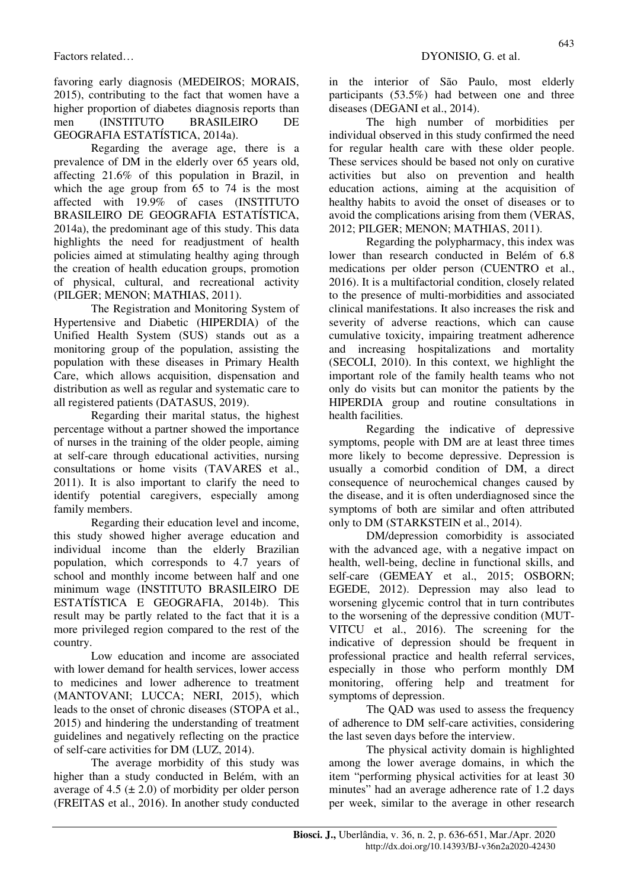favoring early diagnosis (MEDEIROS; MORAIS, 2015), contributing to the fact that women have a higher proportion of diabetes diagnosis reports than men (INSTITUTO BRASILEIRO DE GEOGRAFIA ESTATÍSTICA, 2014a).

Regarding the average age, there is a prevalence of DM in the elderly over 65 years old, affecting 21.6% of this population in Brazil, in which the age group from 65 to 74 is the most affected with 19.9% of cases (INSTITUTO BRASILEIRO DE GEOGRAFIA ESTATÍSTICA, 2014a), the predominant age of this study. This data highlights the need for readjustment of health policies aimed at stimulating healthy aging through the creation of health education groups, promotion of physical, cultural, and recreational activity (PILGER; MENON; MATHIAS, 2011).

The Registration and Monitoring System of Hypertensive and Diabetic (HIPERDIA) of the Unified Health System (SUS) stands out as a monitoring group of the population, assisting the population with these diseases in Primary Health Care, which allows acquisition, dispensation and distribution as well as regular and systematic care to all registered patients (DATASUS, 2019).

Regarding their marital status, the highest percentage without a partner showed the importance of nurses in the training of the older people, aiming at self-care through educational activities, nursing consultations or home visits (TAVARES et al., 2011). It is also important to clarify the need to identify potential caregivers, especially among family members.

Regarding their education level and income, this study showed higher average education and individual income than the elderly Brazilian population, which corresponds to 4.7 years of school and monthly income between half and one minimum wage (INSTITUTO BRASILEIRO DE ESTATÍSTICA E GEOGRAFIA, 2014b). This result may be partly related to the fact that it is a more privileged region compared to the rest of the country.

Low education and income are associated with lower demand for health services, lower access to medicines and lower adherence to treatment (MANTOVANI; LUCCA; NERI, 2015), which leads to the onset of chronic diseases (STOPA et al., 2015) and hindering the understanding of treatment guidelines and negatively reflecting on the practice of self-care activities for DM (LUZ, 2014).

The average morbidity of this study was higher than a study conducted in Belém, with an average of 4.5 (± 2.0) of morbidity per older person (FREITAS et al., 2016). In another study conducted in the interior of São Paulo, most elderly participants (53.5%) had between one and three diseases (DEGANI et al., 2014).

The high number of morbidities per individual observed in this study confirmed the need for regular health care with these older people. These services should be based not only on curative activities but also on prevention and health education actions, aiming at the acquisition of healthy habits to avoid the onset of diseases or to avoid the complications arising from them (VERAS, 2012; PILGER; MENON; MATHIAS, 2011).

Regarding the polypharmacy, this index was lower than research conducted in Belém of 6.8 medications per older person (CUENTRO et al., 2016). It is a multifactorial condition, closely related to the presence of multi-morbidities and associated clinical manifestations. It also increases the risk and severity of adverse reactions, which can cause cumulative toxicity, impairing treatment adherence and increasing hospitalizations and mortality (SECOLI, 2010). In this context, we highlight the important role of the family health teams who not only do visits but can monitor the patients by the HIPERDIA group and routine consultations in health facilities.

Regarding the indicative of depressive symptoms, people with DM are at least three times more likely to become depressive. Depression is usually a comorbid condition of DM, a direct consequence of neurochemical changes caused by the disease, and it is often underdiagnosed since the symptoms of both are similar and often attributed only to DM (STARKSTEIN et al., 2014).

DM/depression comorbidity is associated with the advanced age, with a negative impact on health, well-being, decline in functional skills, and self-care (GEMEAY et al., 2015; OSBORN; EGEDE, 2012). Depression may also lead to worsening glycemic control that in turn contributes to the worsening of the depressive condition (MUT-VITCU et al., 2016). The screening for the indicative of depression should be frequent in professional practice and health referral services, especially in those who perform monthly DM monitoring, offering help and treatment for symptoms of depression.

The QAD was used to assess the frequency of adherence to DM self-care activities, considering the last seven days before the interview.

The physical activity domain is highlighted among the lower average domains, in which the item "performing physical activities for at least 30 minutes" had an average adherence rate of 1.2 days per week, similar to the average in other research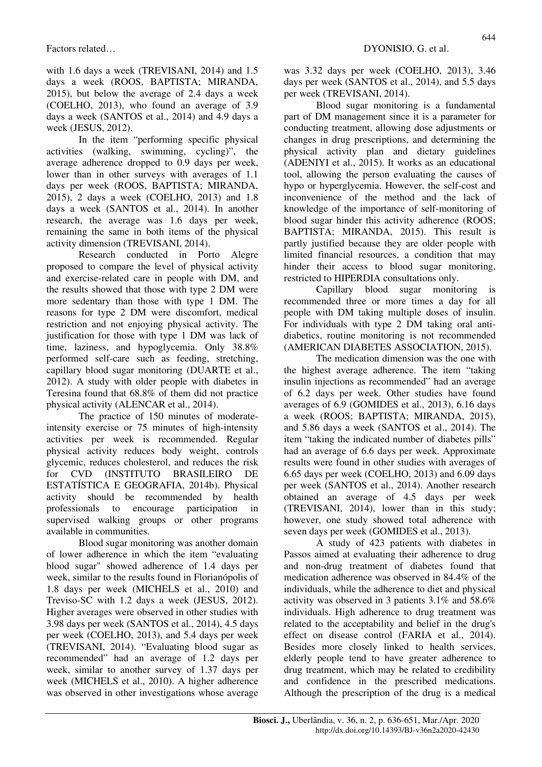with 1.6 days a week (TREVISANI, 2014) and 1.5 days a week (ROOS, BAPTISTA; MIRANDA, 2015), but below the average of 2.4 days a week (COELHO, 2013), who found an average of 3.9 days a week (SANTOS et al., 2014) and 4.9 days a week (JESUS, 2012).

In the item "performing specific physical activities (walking, swimming, cycling)", the average adherence dropped to 0.9 days per week, lower than in other surveys with averages of 1.1 days per week (ROOS, BAPTISTA; MIRANDA, 2015), 2 days a week (COELHO, 2013) and 1.8 days a week (SANTOS et al., 2014). In another research, the average was 1.6 days per week, remaining the same in both items of the physical activity dimension (TREVISANI, 2014).

Research conducted in Porto Alegre proposed to compare the level of physical activity and exercise-related care in people with DM, and the results showed that those with type 2 DM were more sedentary than those with type 1 DM. The reasons for type 2 DM were discomfort, medical restriction and not enjoying physical activity. The justification for those with type 1 DM was lack of time, laziness, and hypoglycemia. Only 38.8% performed self-care such as feeding, stretching, capillary blood sugar monitoring (DUARTE et al., 2012). A study with older people with diabetes in Teresina found that 68.8% of them did not practice physical activity (ALENCAR et al., 2014).

The practice of 150 minutes of moderate-intensity exercise or 75 minutes of high-intensity activities per week is recommended. Regular physical activity reduces body weight, controls glycemic, reduces cholesterol, and reduces the risk for CVD (INSTITUTO BRASILEIRO DE ESTATÍSTICA E GEOGRAFIA, 2014b). Physical activity should be recommended by health professionals to encourage participation in supervised walking groups or other programs available in communities.

Blood sugar monitoring was another domain of lower adherence in which the item "evaluating blood sugar" showed adherence of 1.4 days per week, similar to the results found in Florianópolis of 1.8 days per week (MICHELS et al., 2010) and Treviso-SC with 1.2 days a week (JESUS, 2012). Higher averages were observed in other studies with 3.98 days per week (SANTOS et al., 2014), 4.5 days per week (COELHO, 2013), and 5.4 days per week (TREVISANI, 2014). "Evaluating blood sugar as recommended" had an average of 1.2 days per week, similar to another survey of 1.37 days per week (MICHELS et al., 2010). A higher adherence was observed in other investigations whose average was 3.32 days per week (COELHO, 2013), 3.46 days per week (SANTOS et al., 2014), and 5.5 days per week (TREVISANI, 2014).

Blood sugar monitoring is a fundamental part of DM management since it is a parameter for conducting treatment, allowing dose adjustments or changes in drug prescriptions, and determining the physical activity plan and dietary guidelines (ADENIYI et al., 2015). It works as an educational tool, allowing the person evaluating the causes of hypo or hyperglycemia. However, the self-cost and inconvenience of the method and the lack of knowledge of the importance of self-monitoring of blood sugar hinder this activity adherence (ROOS; BAPTISTA; MIRANDA, 2015). This result is partly justified because they are older people with limited financial resources, a condition that may hinder their access to blood sugar monitoring, restricted to HIPERDIA consultations only.

Capillary blood sugar monitoring is recommended three or more times a day for all people with DM taking multiple doses of insulin. For individuals with type 2 DM taking oral anti-diabetics, routine monitoring is not recommended (AMERICAN DIABETES ASSOCIATION, 2015).

The medication dimension was the one with the highest average adherence. The item "taking insulin injections as recommended" had an average of 6.2 days per week. Other studies have found averages of 6.9 (GOMIDES et al., 2013), 6.16 days a week (ROOS; BAPTISTA; MIRANDA, 2015), and 5.86 days a week (SANTOS et al., 2014). The item "taking the indicated number of diabetes pills" had an average of 6.6 days per week. Approximate results were found in other studies with averages of 6.65 days per week (COELHO, 2013) and 6.09 days per week (SANTOS et al., 2014). Another research obtained an average of 4.5 days per week (TREVISANI, 2014), lower than in this study; however, one study showed total adherence with seven days per week (GOMIDES et al., 2013).

A study of 423 patients with diabetes in Passos aimed at evaluating their adherence to drug and non-drug treatment of diabetes found that medication adherence was observed in 84.4% of the individuals, while the adherence to diet and physical activity was observed in 3 patients 3.1% and 58.6% individuals. High adherence to drug treatment was related to the acceptability and belief in the drug's effect on disease control (FARIA et al., 2014). Besides more closely linked to health services, elderly people tend to have greater adherence to drug treatment, which may be related to credibility and confidence in the prescribed medications. Although the prescription of the drug is a medical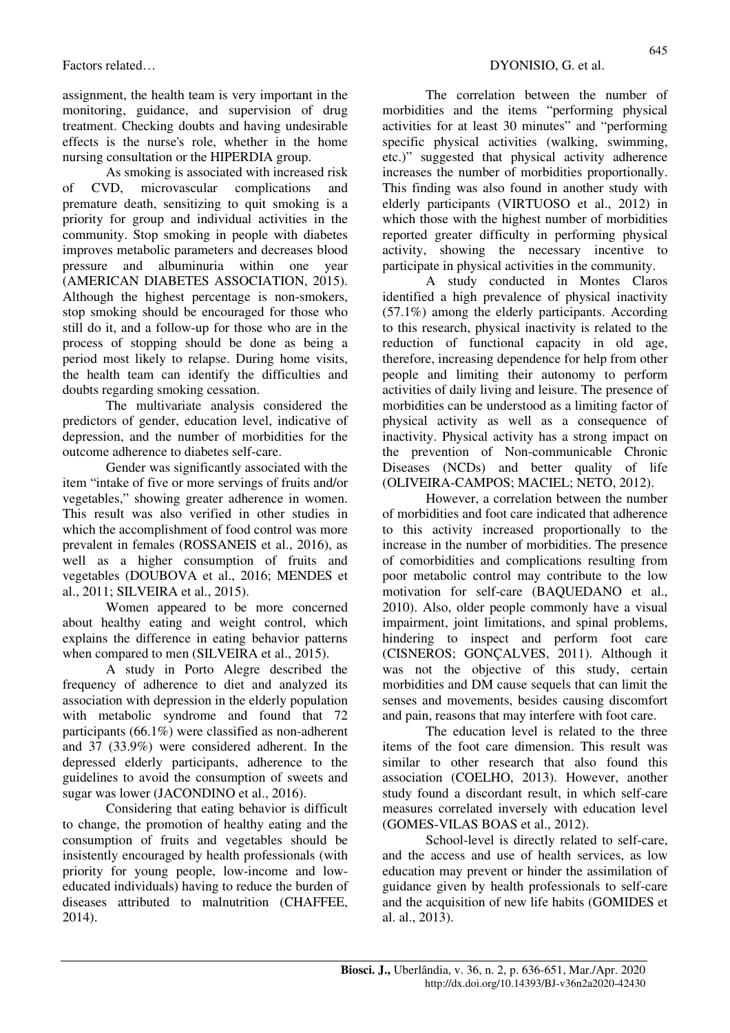assignment, the health team is very important in the monitoring, guidance, and supervision of drug treatment. Checking doubts and having undesirable effects is the nurse's role, whether in the home nursing consultation or the HIPERDIA group.

As smoking is associated with increased risk of CVD, microvascular complications and premature death, sensitizing to quit smoking is a priority for group and individual activities in the community. Stop smoking in people with diabetes improves metabolic parameters and decreases blood pressure and albuminuria within one year (AMERICAN DIABETES ASSOCIATION, 2015). Although the highest percentage is non-smokers, stop smoking should be encouraged for those who still do it, and a follow-up for those who are in the process of stopping should be done as being a period most likely to relapse. During home visits, the health team can identify the difficulties and doubts regarding smoking cessation.

The multivariate analysis considered the predictors of gender, education level, indicative of depression, and the number of morbidities for the outcome adherence to diabetes self-care.

Gender was significantly associated with the item "intake of five or more servings of fruits and/or vegetables," showing greater adherence in women. This result was also verified in other studies in which the accomplishment of food control was more prevalent in females (ROSSANEIS et al., 2016), as well as a higher consumption of fruits and vegetables (DOUBOVA et al., 2016; MENDES et al., 2011; SILVEIRA et al., 2015).

Women appeared to be more concerned about healthy eating and weight control, which explains the difference in eating behavior patterns when compared to men (SILVEIRA et al., 2015).

A study in Porto Alegre described the frequency of adherence to diet and analyzed its association with depression in the elderly population with metabolic syndrome and found that 72 participants (66.1%) were classified as non-adherent and 37 (33.9%) were considered adherent. In the depressed elderly participants, adherence to the guidelines to avoid the consumption of sweets and sugar was lower (JACONDINO et al., 2016).

Considering that eating behavior is difficult to change, the promotion of healthy eating and the consumption of fruits and vegetables should be insistently encouraged by health professionals (with priority for young people, low-income and low-educated individuals) having to reduce the burden of diseases attributed to malnutrition (CHAFFEE, 2014).

The correlation between the number of morbidities and the items "performing physical activities for at least 30 minutes" and "performing specific physical activities (walking, swimming, etc.)" suggested that physical activity adherence increases the number of morbidities proportionally. This finding was also found in another study with elderly participants (VIRTUOSO et al., 2012) in which those with the highest number of morbidities reported greater difficulty in performing physical activity, showing the necessary incentive to participate in physical activities in the community.

A study conducted in Montes Claros identified a high prevalence of physical inactivity (57.1%) among the elderly participants. According to this research, physical inactivity is related to the reduction of functional capacity in old age, therefore, increasing dependence for help from other people and limiting their autonomy to perform activities of daily living and leisure. The presence of morbidities can be understood as a limiting factor of physical activity as well as a consequence of inactivity. Physical activity has a strong impact on the prevention of Non-communicable Chronic Diseases (NCDs) and better quality of life (OLIVEIRA-CAMPOS; MACIEL; NETO, 2012).

However, a correlation between the number of morbidities and foot care indicated that adherence to this activity increased proportionally to the increase in the number of morbidities. The presence of comorbidities and complications resulting from poor metabolic control may contribute to the low motivation for self-care (BAQUEDANO et al., 2010). Also, older people commonly have a visual impairment, joint limitations, and spinal problems, hindering to inspect and perform foot care (CISNEROS; GONÇALVES, 2011). Although it was not the objective of this study, certain morbidities and DM cause sequels that can limit the senses and movements, besides causing discomfort and pain, reasons that may interfere with foot care.

The education level is related to the three items of the foot care dimension. This result was similar to other research that also found this association (COELHO, 2013). However, another study found a discordant result, in which self-care measures correlated inversely with education level (GOMES-VILAS BOAS et al., 2012).

School-level is directly related to self-care, and the access and use of health services, as low education may prevent or hinder the assimilation of guidance given by health professionals to self-care and the acquisition of new life habits (GOMIDES et al. al., 2013).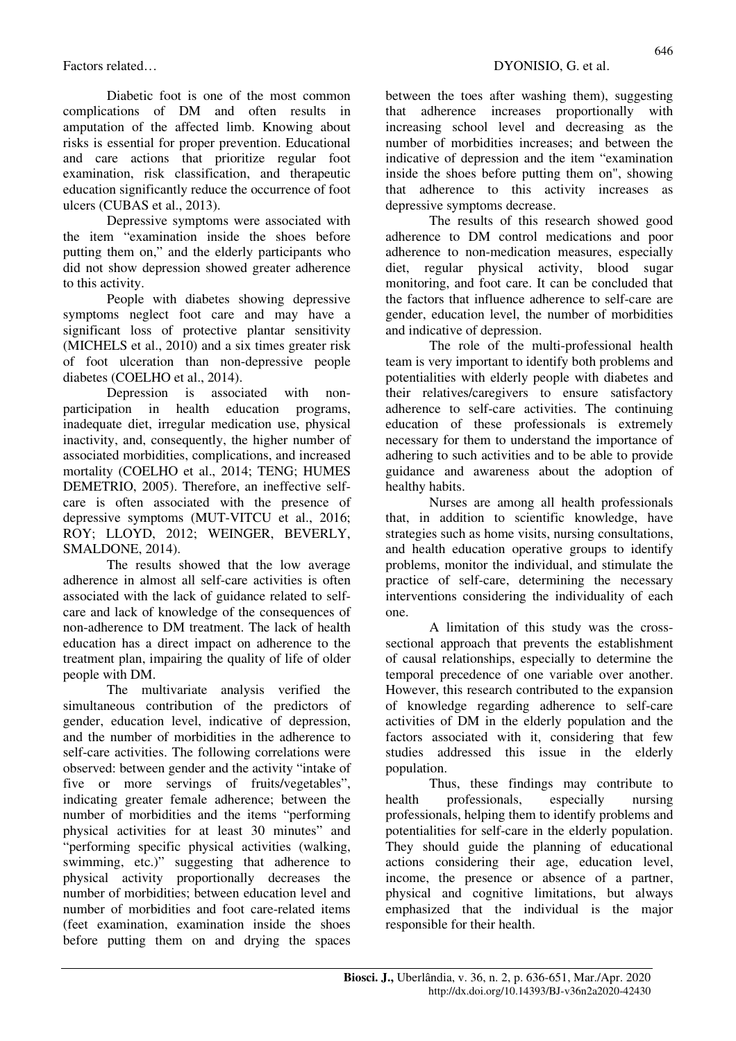Diabetic foot is one of the most common complications of DM and often results in amputation of the affected limb. Knowing about risks is essential for proper prevention. Educational and care actions that prioritize regular foot examination, risk classification, and therapeutic education significantly reduce the occurrence of foot ulcers (CUBAS et al., 2013).

Depressive symptoms were associated with the item "examination inside the shoes before putting them on," and the elderly participants who did not show depression showed greater adherence to this activity.

People with diabetes showing depressive symptoms neglect foot care and may have a significant loss of protective plantar sensitivity (MICHELS et al., 2010) and a six times greater risk of foot ulceration than non-depressive people diabetes (COELHO et al., 2014).

Depression is associated with non-participation in health education programs, inadequate diet, irregular medication use, physical inactivity, and, consequently, the higher number of associated morbidities, complications, and increased mortality (COELHO et al., 2014; TENG; HUMES DEMETRIO, 2005). Therefore, an ineffective self-care is often associated with the presence of depressive symptoms (MUT-VITCU et al., 2016; ROY; LLOYD, 2012; WEINGER, BEVERLY, SMALDONE, 2014).

The results showed that the low average adherence in almost all self-care activities is often associated with the lack of guidance related to self-care and lack of knowledge of the consequences of non-adherence to DM treatment. The lack of health education has a direct impact on adherence to the treatment plan, impairing the quality of life of older people with DM.

The multivariate analysis verified the simultaneous contribution of the predictors of gender, education level, indicative of depression, and the number of morbidities in the adherence to self-care activities. The following correlations were observed: between gender and the activity "intake of five or more servings of fruits/vegetables", indicating greater female adherence; between the number of morbidities and the items "performing physical activities for at least 30 minutes" and "performing specific physical activities (walking, swimming, etc.)" suggesting that adherence to physical activity proportionally decreases the number of morbidities; between education level and number of morbidities and foot care-related items (feet examination, examination inside the shoes before putting them on and drying the spaces between the toes after washing them), suggesting that adherence increases proportionally with increasing school level and decreasing as the number of morbidities increases; and between the indicative of depression and the item "examination inside the shoes before putting them on", showing that adherence to this activity increases as depressive symptoms decrease.

The results of this research showed good adherence to DM control medications and poor adherence to non-medication measures, especially diet, regular physical activity, blood sugar monitoring, and foot care. It can be concluded that the factors that influence adherence to self-care are gender, education level, the number of morbidities and indicative of depression.

The role of the multi-professional health team is very important to identify both problems and potentialities with elderly people with diabetes and their relatives/caregivers to ensure satisfactory adherence to self-care activities. The continuing education of these professionals is extremely necessary for them to understand the importance of adhering to such activities and to be able to provide guidance and awareness about the adoption of healthy habits.

Nurses are among all health professionals that, in addition to scientific knowledge, have strategies such as home visits, nursing consultations, and health education operative groups to identify problems, monitor the individual, and stimulate the practice of self-care, determining the necessary interventions considering the individuality of each one.

A limitation of this study was the cross-sectional approach that prevents the establishment of causal relationships, especially to determine the temporal precedence of one variable over another. However, this research contributed to the expansion of knowledge regarding adherence to self-care activities of DM in the elderly population and the factors associated with it, considering that few studies addressed this issue in the elderly population.

Thus, these findings may contribute to health professionals, especially nursing professionals, helping them to identify problems and potentialities for self-care in the elderly population. They should guide the planning of educational actions considering their age, education level, income, the presence or absence of a partner, physical and cognitive limitations, but always emphasized that the individual is the major responsible for their health.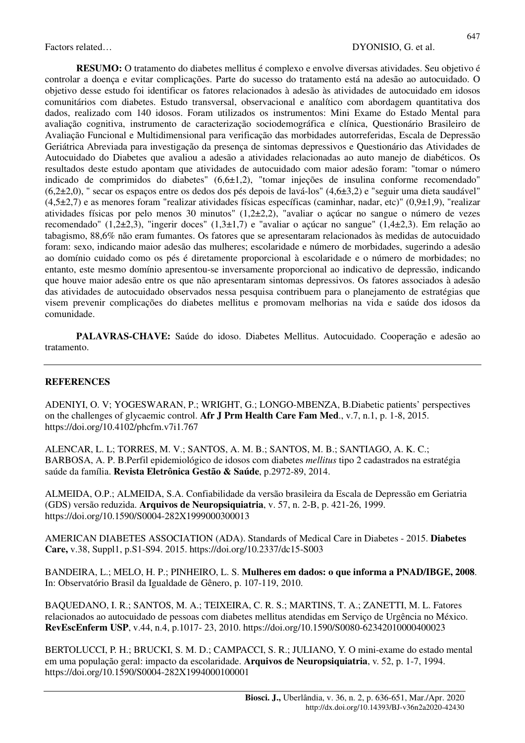**RESUMO:** O tratamento do diabetes mellitus é complexo e envolve diversas atividades. Seu objetivo é controlar a doença e evitar complicações. Parte do sucesso do tratamento está na adesão ao autocuidado. O objetivo desse estudo foi identificar os fatores relacionados à adesão às atividades de autocuidado em idosos comunitários com diabetes. Estudo transversal, observacional e analítico com abordagem quantitativa dos dados, realizado com 140 idosos. Foram utilizados os instrumentos: Mini Exame do Estado Mental para avaliação cognitiva, instrumento de caracterização sociodemográfica e clínica, Questionário Brasileiro de Avaliação Funcional e Multidimensional para verificação das morbidades autorreferidas, Escala de Depressão Geriátrica Abreviada para investigação da presença de sintomas depressivos e Questionário das Atividades de Autocuidado do Diabetes que avaliou a adesão a atividades relacionadas ao auto manejo de diabéticos. Os resultados deste estudo apontam que atividades de autocuidado com maior adesão foram: "tomar o número indicado de comprimidos do diabetes" (6,6±1,2), "tomar injeções de insulina conforme recomendado" (6,2±2,0), " secar os espaços entre os dedos dos pés depois de lavá-los" (4,6±3,2) e "seguir uma dieta saudável" (4,5±2,7) e as menores foram "realizar atividades físicas específicas (caminhar, nadar, etc)" (0,9±1,9), "realizar atividades físicas por pelo menos 30 minutos" (1,2±2,2), "avaliar o açúcar no sangue o número de vezes recomendado" (1,2±2,3), "ingerir doces" (1,3±1,7) e "avaliar o açúcar no sangue" (1,4±2,3). Em relação ao tabagismo, 88,6% não eram fumantes. Os fatores que se apresentaram relacionados às medidas de autocuidado foram: sexo, indicando maior adesão das mulheres; escolaridade e número de morbidades, sugerindo a adesão ao domínio cuidado como os pés é diretamente proporcional à escolaridade e o número de morbidades; no entanto, este mesmo domínio apresentou-se inversamente proporcional ao indicativo de depressão, indicando que houve maior adesão entre os que não apresentaram sintomas depressivos. Os fatores associados à adesão das atividades de autocuidado observados nessa pesquisa contribuem para o planejamento de estratégias que visem prevenir complicações do diabetes mellitus e promovam melhorias na vida e saúde dos idosos da comunidade.

**PALAVRAS-CHAVE:** Saúde do idoso. Diabetes Mellitus. Autocuidado. Cooperação e adesão ao tratamento.

---

## REFERENCES

ADENIYI, O. V; YOGESWARAN, P.; WRIGHT, G.; LONGO-MBENZA, B.Diabetic patients' perspectives on the challenges of glycaemic control. **Afr J Prm Health Care Fam Med**., v.7, n.1, p. 1-8, 2015. https://doi.org/10.4102/phcfm.v7i1.767

ALENCAR, L. L; TORRES, M. V.; SANTOS, A. M. B.; SANTOS, M. B.; SANTIAGO, A. K. C.; BARBOSA, A. P. B.Perfil epidemiológico de idosos com diabetes *mellitus* tipo 2 cadastrados na estratégia saúde da família. **Revista Eletrônica Gestão & Saúde**, p.2972-89, 2014.

ALMEIDA, O.P.; ALMEIDA, S.A. Confiabilidade da versão brasileira da Escala de Depressão em Geriatria (GDS) versão reduzida. **Arquivos de Neuropsiquiatria**, v. 57, n. 2-B, p. 421-26, 1999. https://doi.org/10.1590/S0004-282X1999000300013

AMERICAN DIABETES ASSOCIATION (ADA). Standards of Medical Care in Diabetes - 2015. **Diabetes Care,** v.38, Suppl1, p.S1-S94. 2015. https://doi.org/10.2337/dc15-S003

BANDEIRA, L.; MELO, H. P.; PINHEIRO, L. S. **Mulheres em dados: o que informa a PNAD/IBGE, 2008**. In: Observatório Brasil da Igualdade de Gênero, p. 107-119, 2010.

BAQUEDANO, I. R.; SANTOS, M. A.; TEIXEIRA, C. R. S.; MARTINS, T. A.; ZANETTI, M. L. Fatores relacionados ao autocuidado de pessoas com diabetes mellitus atendidas em Serviço de Urgência no México. **RevEscEnferm USP**, v.44, n.4, p.1017- 23, 2010. https://doi.org/10.1590/S0080-62342010000400023

BERTOLUCCI, P. H.; BRUCKI, S. M. D.; CAMPACCI, S. R.; JULIANO, Y. O mini-exame do estado mental em uma população geral: impacto da escolaridade. **Arquivos de Neuropsiquiatria**, v. 52, p. 1-7, 1994. https://doi.org/10.1590/S0004-282X1994000100001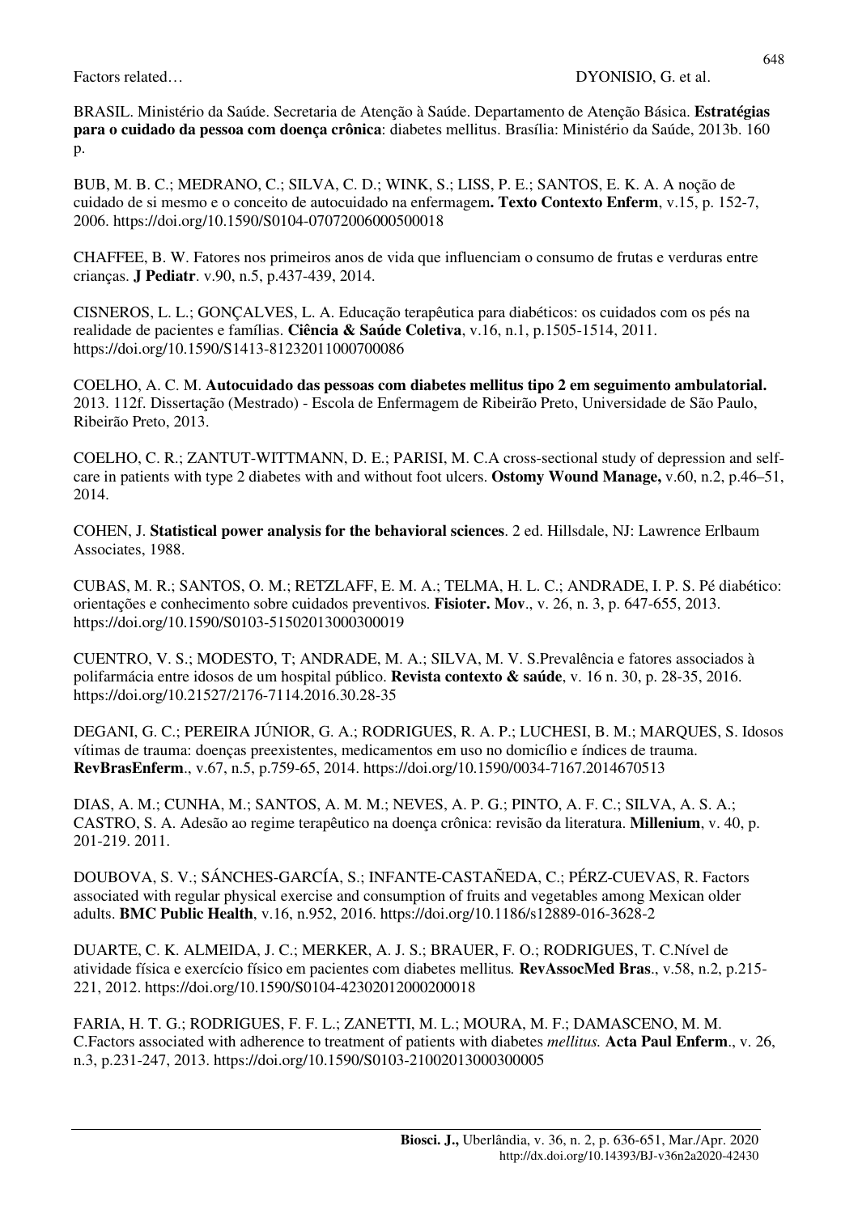BRASIL. Ministério da Saúde. Secretaria de Atenção à Saúde. Departamento de Atenção Básica. **Estratégias para o cuidado da pessoa com doença crônica**: diabetes mellitus. Brasília: Ministério da Saúde, 2013b. 160 p.

BUB, M. B. C.; MEDRANO, C.; SILVA, C. D.; WINK, S.; LISS, P. E.; SANTOS, E. K. A. A noção de cuidado de si mesmo e o conceito de autocuidado na enfermagem**. Texto Contexto Enferm**, v.15, p. 152-7, 2006. https://doi.org/10.1590/S0104-07072006000500018

CHAFFEE, B. W. Fatores nos primeiros anos de vida que influenciam o consumo de frutas e verduras entre crianças. **J Pediatr**. v.90, n.5, p.437-439, 2014.

CISNEROS, L. L.; GONÇALVES, L. A. Educação terapêutica para diabéticos: os cuidados com os pés na realidade de pacientes e famílias. **Ciência & Saúde Coletiva**, v.16, n.1, p.1505-1514, 2011. https://doi.org/10.1590/S1413-81232011000700086

COELHO, A. C. M. **Autocuidado das pessoas com diabetes mellitus tipo 2 em seguimento ambulatorial.** 2013. 112f. Dissertação (Mestrado) - Escola de Enfermagem de Ribeirão Preto, Universidade de São Paulo, Ribeirão Preto, 2013.

COELHO, C. R.; ZANTUT-WITTMANN, D. E.; PARISI, M. C.A cross-sectional study of depression and self-care in patients with type 2 diabetes with and without foot ulcers. **Ostomy Wound Manage,** v.60, n.2, p.46–51, 2014.

COHEN, J. **Statistical power analysis for the behavioral sciences**. 2 ed. Hillsdale, NJ: Lawrence Erlbaum Associates, 1988.

CUBAS, M. R.; SANTOS, O. M.; RETZLAFF, E. M. A.; TELMA, H. L. C.; ANDRADE, I. P. S. Pé diabético: orientações e conhecimento sobre cuidados preventivos. **Fisioter. Mov**., v. 26, n. 3, p. 647-655, 2013. https://doi.org/10.1590/S0103-51502013000300019

CUENTRO, V. S.; MODESTO, T; ANDRADE, M. A.; SILVA, M. V. S.Prevalência e fatores associados à polifarmácia entre idosos de um hospital público. **Revista contexto & saúde**, v. 16 n. 30, p. 28-35, 2016. https://doi.org/10.21527/2176-7114.2016.30.28-35

DEGANI, G. C.; PEREIRA JÚNIOR, G. A.; RODRIGUES, R. A. P.; LUCHESI, B. M.; MARQUES, S. Idosos vítimas de trauma: doenças preexistentes, medicamentos em uso no domicílio e índices de trauma. **RevBrasEnferm**., v.67, n.5, p.759-65, 2014. https://doi.org/10.1590/0034-7167.2014670513

DIAS, A. M.; CUNHA, M.; SANTOS, A. M. M.; NEVES, A. P. G.; PINTO, A. F. C.; SILVA, A. S. A.; CASTRO, S. A. Adesão ao regime terapêutico na doença crônica: revisão da literatura. **Millenium**, v. 40, p. 201-219. 2011.

DOUBOVA, S. V.; SÁNCHES-GARCÍA, S.; INFANTE-CASTAÑEDA, C.; PÉRZ-CUEVAS, R. Factors associated with regular physical exercise and consumption of fruits and vegetables among Mexican older adults. **BMC Public Health**, v.16, n.952, 2016. https://doi.org/10.1186/s12889-016-3628-2

DUARTE, C. K. ALMEIDA, J. C.; MERKER, A. J. S.; BRAUER, F. O.; RODRIGUES, T. C.Nível de atividade física e exercício físico em pacientes com diabetes mellitus*.* **RevAssocMed Bras**., v.58, n.2, p.215-221, 2012. https://doi.org/10.1590/S0104-42302012000200018

FARIA, H. T. G.; RODRIGUES, F. F. L.; ZANETTI, M. L.; MOURA, M. F.; DAMASCENO, M. M. C.Factors associated with adherence to treatment of patients with diabetes *mellitus.* **Acta Paul Enferm**., v. 26, n.3, p.231-247, 2013. https://doi.org/10.1590/S0103-21002013000300005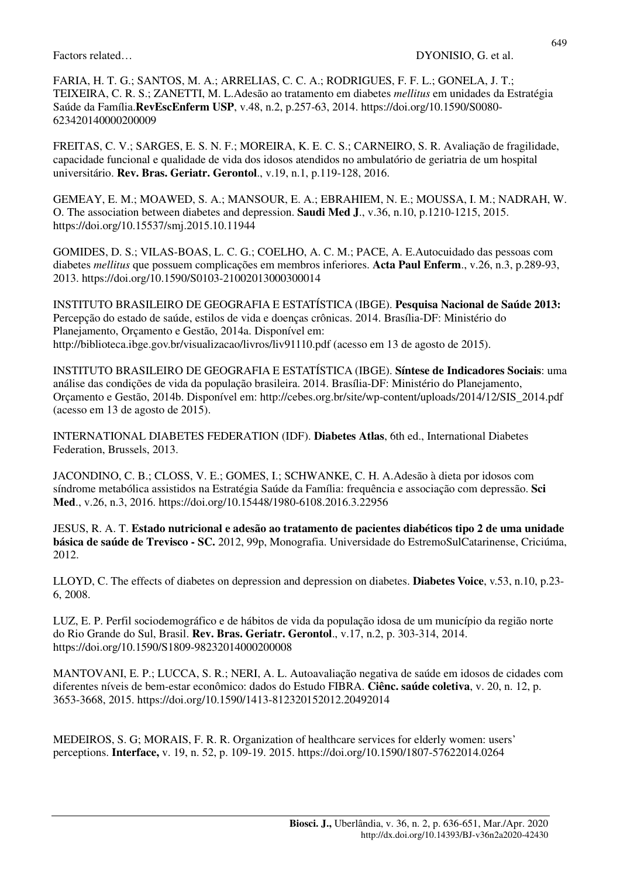FARIA, H. T. G.; SANTOS, M. A.; ARRELIAS, C. C. A.; RODRIGUES, F. F. L.; GONELA, J. T.; TEIXEIRA, C. R. S.; ZANETTI, M. L.Adesão ao tratamento em diabetes *mellitus* em unidades da Estratégia Saúde da Família.**RevEscEnferm USP**, v.48, n.2, p.257-63, 2014. https://doi.org/10.1590/S0080-623420140000200009

FREITAS, C. V.; SARGES, E. S. N. F.; MOREIRA, K. E. C. S.; CARNEIRO, S. R. Avaliação de fragilidade, capacidade funcional e qualidade de vida dos idosos atendidos no ambulatório de geriatria de um hospital universitário. **Rev. Bras. Geriatr. Gerontol**., v.19, n.1, p.119-128, 2016.

GEMEAY, E. M.; MOAWED, S. A.; MANSOUR, E. A.; EBRAHIEM, N. E.; MOUSSA, I. M.; NADRAH, W. O. The association between diabetes and depression. **Saudi Med J**., v.36, n.10, p.1210-1215, 2015. https://doi.org/10.15537/smj.2015.10.11944

GOMIDES, D. S.; VILAS-BOAS, L. C. G.; COELHO, A. C. M.; PACE, A. E.Autocuidado das pessoas com diabetes *mellitus* que possuem complicações em membros inferiores. **Acta Paul Enferm**., v.26, n.3, p.289-93, 2013. https://doi.org/10.1590/S0103-21002013000300014

INSTITUTO BRASILEIRO DE GEOGRAFIA E ESTATÍSTICA (IBGE). **Pesquisa Nacional de Saúde 2013:** Percepção do estado de saúde, estilos de vida e doenças crônicas. 2014. Brasília-DF: Ministério do Planejamento, Orçamento e Gestão, 2014a. Disponível em: http://biblioteca.ibge.gov.br/visualizacao/livros/liv91110.pdf (acesso em 13 de agosto de 2015).

INSTITUTO BRASILEIRO DE GEOGRAFIA E ESTATÍSTICA (IBGE). **Síntese de Indicadores Sociais**: uma análise das condições de vida da população brasileira. 2014. Brasília-DF: Ministério do Planejamento, Orçamento e Gestão, 2014b. Disponível em: http://cebes.org.br/site/wp-content/uploads/2014/12/SIS_2014.pdf (acesso em 13 de agosto de 2015).

INTERNATIONAL DIABETES FEDERATION (IDF). **Diabetes Atlas**, 6th ed., International Diabetes Federation, Brussels, 2013.

JACONDINO, C. B.; CLOSS, V. E.; GOMES, I.; SCHWANKE, C. H. A.Adesão à dieta por idosos com síndrome metabólica assistidos na Estratégia Saúde da Família: frequência e associação com depressão. **Sci Med**., v.26, n.3, 2016. https://doi.org/10.15448/1980-6108.2016.3.22956

JESUS, R. A. T. **Estado nutricional e adesão ao tratamento de pacientes diabéticos tipo 2 de uma unidade básica de saúde de Trevisco - SC.** 2012, 99p, Monografia. Universidade do EstremoSulCatarinense, Criciúma, 2012.

LLOYD, C. The effects of diabetes on depression and depression on diabetes. **Diabetes Voice**, v.53, n.10, p.23-6, 2008.

LUZ, E. P. Perfil sociodemográfico e de hábitos de vida da população idosa de um município da região norte do Rio Grande do Sul, Brasil. **Rev. Bras. Geriatr. Gerontol**., v.17, n.2, p. 303-314, 2014. https://doi.org/10.1590/S1809-98232014000200008

MANTOVANI, E. P.; LUCCA, S. R.; NERI, A. L. Autoavaliação negativa de saúde em idosos de cidades com diferentes níveis de bem-estar econômico: dados do Estudo FIBRA. **Ciênc. saúde coletiva**, v. 20, n. 12, p. 3653-3668, 2015. https://doi.org/10.1590/1413-812320152012.20492014

MEDEIROS, S. G; MORAIS, F. R. R. Organization of healthcare services for elderly women: users' perceptions. **Interface,** v. 19, n. 52, p. 109-19. 2015. https://doi.org/10.1590/1807-57622014.0264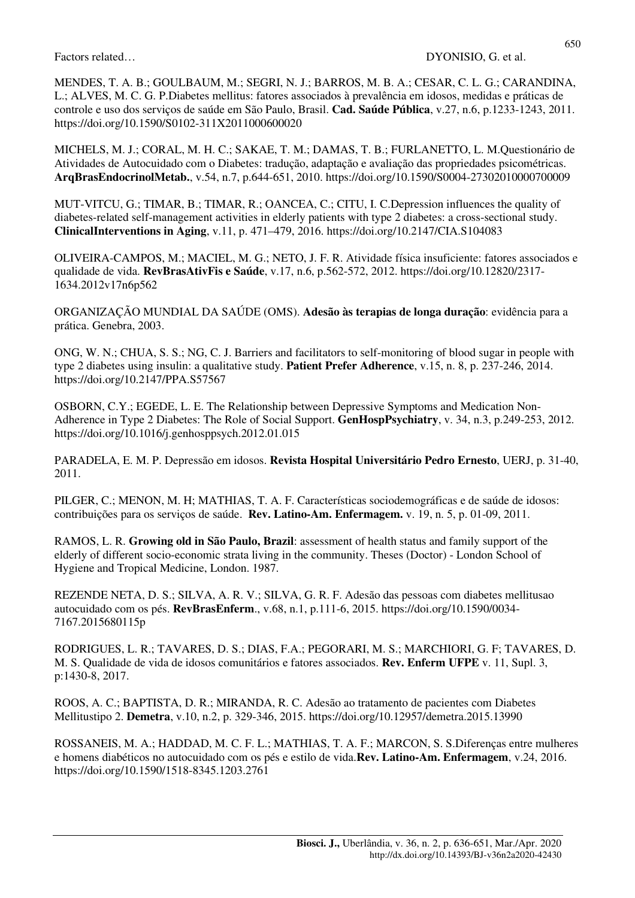MENDES, T. A. B.; GOULBAUM, M.; SEGRI, N. J.; BARROS, M. B. A.; CESAR, C. L. G.; CARANDINA, L.; ALVES, M. C. G. P.Diabetes mellitus: fatores associados à prevalência em idosos, medidas e práticas de controle e uso dos serviços de saúde em São Paulo, Brasil. **Cad. Saúde Pública**, v.27, n.6, p.1233-1243, 2011. https://doi.org/10.1590/S0102-311X2011000600020

MICHELS, M. J.; CORAL, M. H. C.; SAKAE, T. M.; DAMAS, T. B.; FURLANETTO, L. M.Questionário de Atividades de Autocuidado com o Diabetes: tradução, adaptação e avaliação das propriedades psicométricas. **ArqBrasEndocrinolMetab.**, v.54, n.7, p.644-651, 2010. https://doi.org/10.1590/S0004-27302010000700009

MUT-VITCU, G.; TIMAR, B.; TIMAR, R.; OANCEA, C.; CITU, I. C.Depression influences the quality of diabetes-related self-management activities in elderly patients with type 2 diabetes: a cross-sectional study. **ClinicalInterventions in Aging**, v.11, p. 471–479, 2016. https://doi.org/10.2147/CIA.S104083

OLIVEIRA-CAMPOS, M.; MACIEL, M. G.; NETO, J. F. R. Atividade física insuficiente: fatores associados e qualidade de vida. **RevBrasAtivFis e Saúde**, v.17, n.6, p.562-572, 2012. https://doi.org/10.12820/2317-1634.2012v17n6p562

ORGANIZAÇÃO MUNDIAL DA SAÚDE (OMS). **Adesão às terapias de longa duração**: evidência para a prática. Genebra, 2003.

ONG, W. N.; CHUA, S. S.; NG, C. J. Barriers and facilitators to self-monitoring of blood sugar in people with type 2 diabetes using insulin: a qualitative study. **Patient Prefer Adherence**, v.15, n. 8, p. 237-246, 2014. https://doi.org/10.2147/PPA.S57567

OSBORN, C.Y.; EGEDE, L. E. The Relationship between Depressive Symptoms and Medication Non-Adherence in Type 2 Diabetes: The Role of Social Support. **GenHospPsychiatry**, v. 34, n.3, p.249-253, 2012. https://doi.org/10.1016/j.genhosppsych.2012.01.015

PARADELA, E. M. P. Depressão em idosos. **Revista Hospital Universitário Pedro Ernesto**, UERJ, p. 31-40, 2011.

PILGER, C.; MENON, M. H; MATHIAS, T. A. F. Características sociodemográficas e de saúde de idosos: contribuições para os serviços de saúde. **Rev. Latino-Am. Enfermagem.** v. 19, n. 5, p. 01-09, 2011.

RAMOS, L. R. **Growing old in São Paulo, Brazil**: assessment of health status and family support of the elderly of different socio-economic strata living in the community. Theses (Doctor) - London School of Hygiene and Tropical Medicine, London. 1987.

REZENDE NETA, D. S.; SILVA, A. R. V.; SILVA, G. R. F. Adesão das pessoas com diabetes mellitusao autocuidado com os pés. **RevBrasEnferm**., v.68, n.1, p.111-6, 2015. https://doi.org/10.1590/0034-7167.2015680115p

RODRIGUES, L. R.; TAVARES, D. S.; DIAS, F.A.; PEGORARI, M. S.; MARCHIORI, G. F; TAVARES, D. M. S. Qualidade de vida de idosos comunitários e fatores associados. **Rev. Enferm UFPE** v. 11, Supl. 3, p:1430-8, 2017.

ROOS, A. C.; BAPTISTA, D. R.; MIRANDA, R. C. Adesão ao tratamento de pacientes com Diabetes Mellitustipo 2. **Demetra**, v.10, n.2, p. 329-346, 2015. https://doi.org/10.12957/demetra.2015.13990

ROSSANEIS, M. A.; HADDAD, M. C. F. L.; MATHIAS, T. A. F.; MARCON, S. S.Diferenças entre mulheres e homens diabéticos no autocuidado com os pés e estilo de vida.**Rev. Latino-Am. Enfermagem**, v.24, 2016. https://doi.org/10.1590/1518-8345.1203.2761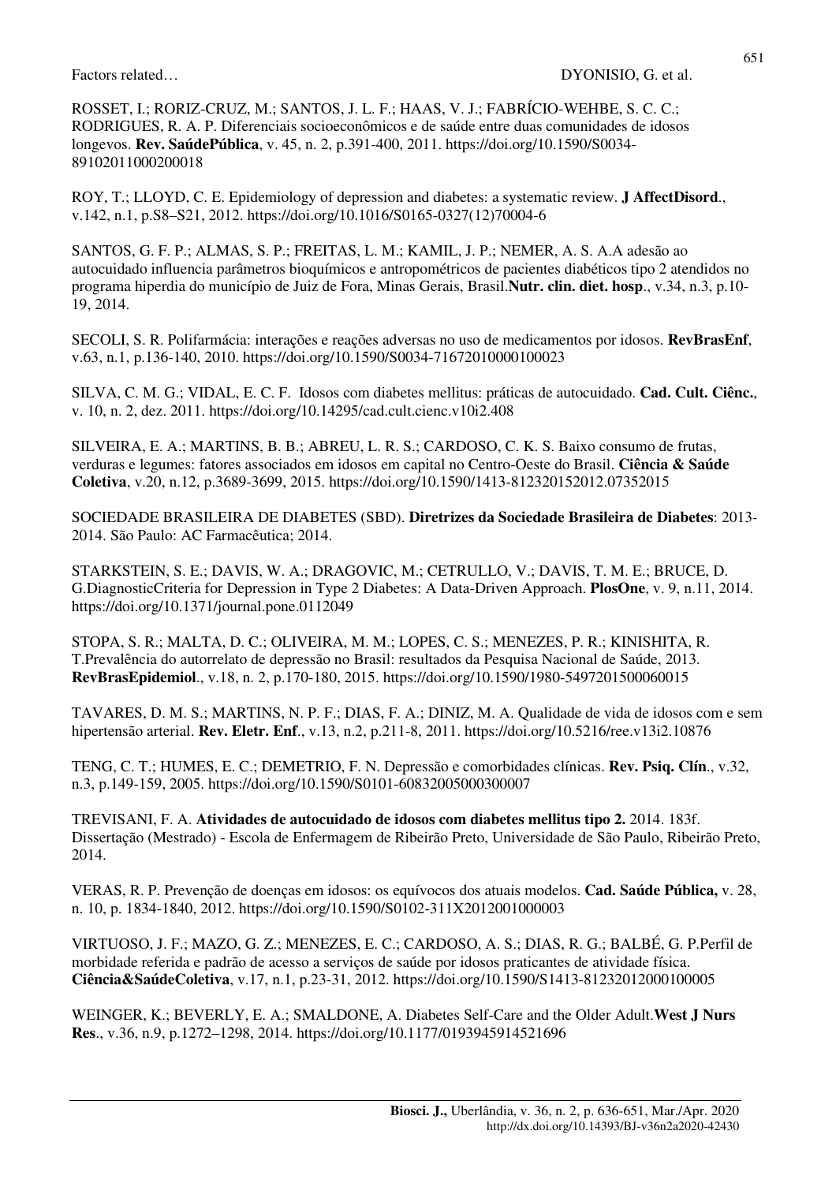ROSSET, I.; RORIZ-CRUZ, M.; SANTOS, J. L. F.; HAAS, V. J.; FABRÍCIO-WEHBE, S. C. C.; RODRIGUES, R. A. P. Diferenciais socioeconômicos e de saúde entre duas comunidades de idosos longevos. **Rev. SaúdePública**, v. 45, n. 2, p.391-400, 2011. https://doi.org/10.1590/S0034-89102011000200018

ROY, T.; LLOYD, C. E. Epidemiology of depression and diabetes: a systematic review. **J AffectDisord**., v.142, n.1, p.S8–S21, 2012. https://doi.org/10.1016/S0165-0327(12)70004-6

SANTOS, G. F. P.; ALMAS, S. P.; FREITAS, L. M.; KAMIL, J. P.; NEMER, A. S. A.A adesão ao autocuidado influencia parâmetros bioquímicos e antropométricos de pacientes diabéticos tipo 2 atendidos no programa hiperdia do município de Juiz de Fora, Minas Gerais, Brasil.**Nutr. clin. diet. hosp**., v.34, n.3, p.10-19, 2014.

SECOLI, S. R. Polifarmácia: interações e reações adversas no uso de medicamentos por idosos. **RevBrasEnf**, v.63, n.1, p.136-140, 2010. https://doi.org/10.1590/S0034-71672010000100023

SILVA, C. M. G.; VIDAL, E. C. F. Idosos com diabetes mellitus: práticas de autocuidado. **Cad. Cult. Ciênc.**, v. 10, n. 2, dez. 2011. https://doi.org/10.14295/cad.cult.cienc.v10i2.408

SILVEIRA, E. A.; MARTINS, B. B.; ABREU, L. R. S.; CARDOSO, C. K. S. Baixo consumo de frutas, verduras e legumes: fatores associados em idosos em capital no Centro-Oeste do Brasil. **Ciência & Saúde Coletiva**, v.20, n.12, p.3689-3699, 2015. https://doi.org/10.1590/1413-812320152012.07352015

SOCIEDADE BRASILEIRA DE DIABETES (SBD). **Diretrizes da Sociedade Brasileira de Diabetes**: 2013-2014. São Paulo: AC Farmacêutica; 2014.

STARKSTEIN, S. E.; DAVIS, W. A.; DRAGOVIC, M.; CETRULLO, V.; DAVIS, T. M. E.; BRUCE, D. G.DiagnosticCriteria for Depression in Type 2 Diabetes: A Data-Driven Approach. **PlosOne**, v. 9, n.11, 2014. https://doi.org/10.1371/journal.pone.0112049

STOPA, S. R.; MALTA, D. C.; OLIVEIRA, M. M.; LOPES, C. S.; MENEZES, P. R.; KINISHITA, R. T.Prevalência do autorrelato de depressão no Brasil: resultados da Pesquisa Nacional de Saúde, 2013. **RevBrasEpidemiol**., v.18, n. 2, p.170-180, 2015. https://doi.org/10.1590/1980-5497201500060015

TAVARES, D. M. S.; MARTINS, N. P. F.; DIAS, F. A.; DINIZ, M. A. Qualidade de vida de idosos com e sem hipertensão arterial. **Rev. Eletr. Enf**., v.13, n.2, p.211-8, 2011. https://doi.org/10.5216/ree.v13i2.10876

TENG, C. T.; HUMES, E. C.; DEMETRIO, F. N. Depressão e comorbidades clínicas. **Rev. Psiq. Clín**., v.32, n.3, p.149-159, 2005. https://doi.org/10.1590/S0101-60832005000300007

TREVISANI, F. A. **Atividades de autocuidado de idosos com diabetes mellitus tipo 2.** 2014. 183f. Dissertação (Mestrado) - Escola de Enfermagem de Ribeirão Preto, Universidade de São Paulo, Ribeirão Preto, 2014.

VERAS, R. P. Prevenção de doenças em idosos: os equívocos dos atuais modelos. **Cad. Saúde Pública,** v. 28, n. 10, p. 1834-1840, 2012. https://doi.org/10.1590/S0102-311X2012001000003

VIRTUOSO, J. F.; MAZO, G. Z.; MENEZES, E. C.; CARDOSO, A. S.; DIAS, R. G.; BALBÉ, G. P.Perfil de morbidade referida e padrão de acesso a serviços de saúde por idosos praticantes de atividade física. **Ciência&SaúdeColetiva**, v.17, n.1, p.23-31, 2012. https://doi.org/10.1590/S1413-81232012000100005

WEINGER, K.; BEVERLY, E. A.; SMALDONE, A. Diabetes Self-Care and the Older Adult.**West J Nurs Res**., v.36, n.9, p.1272–1298, 2014. https://doi.org/10.1177/0193945914521696